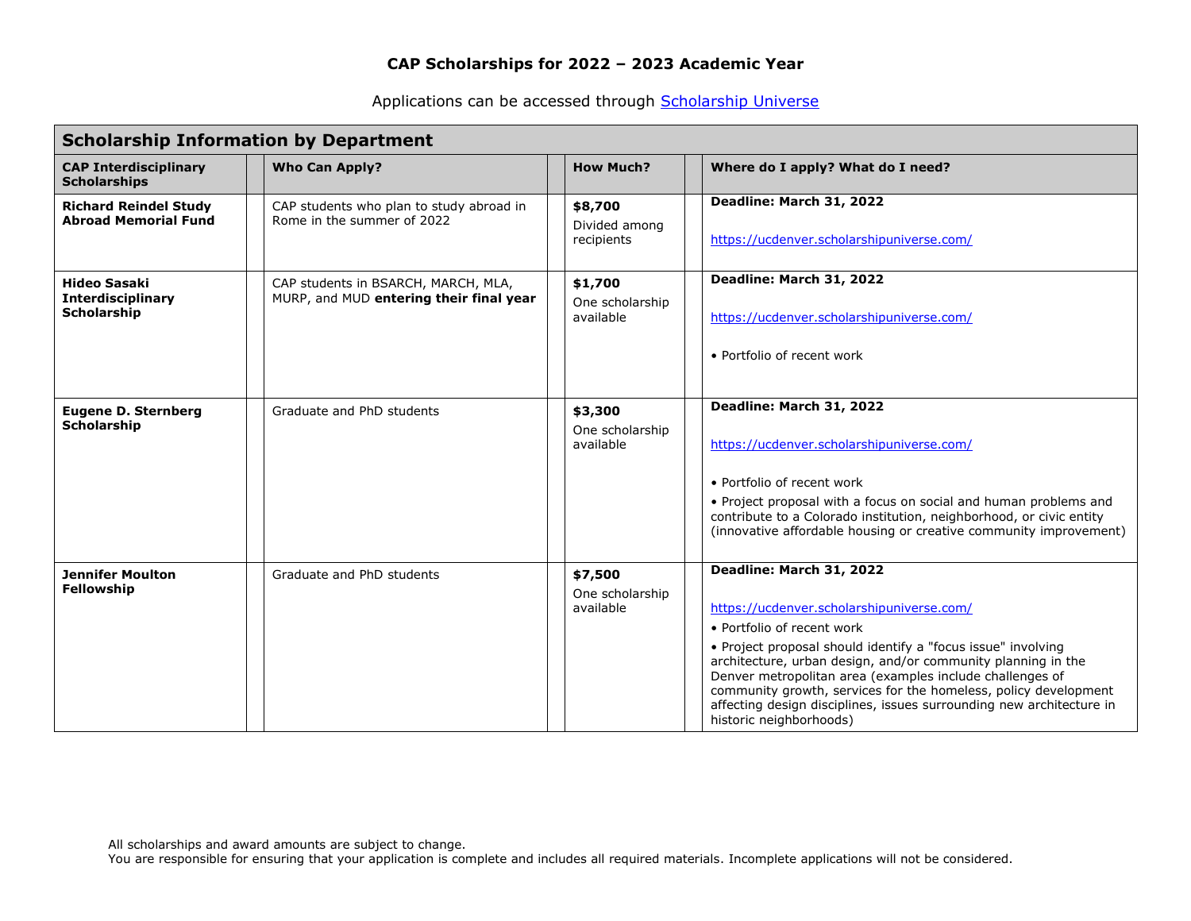# CAP Scholarships for 2022 – 2023 Academic Year

Applications can be accessed through [Scholarship Universe](https://ucdenver.scholarshipuniverse.com/)

| **Scholarship Information by Department** | | | |
|---|---|---|---|
| **CAP Interdisciplinary Scholarships** | **Who Can Apply?** | **How Much?** | **Where do I apply? What do I need?** |
| **Richard Reindel Study Abroad Memorial Fund** | CAP students who plan to study abroad in Rome in the summer of 2022 | **$8,700** Divided among recipients | **Deadline: March 31, 2022** <br><br> https://ucdenver.scholarshipuniverse.com/ |
| **Hideo Sasaki Interdisciplinary Scholarship** | CAP students in BSARCH, MARCH, MLA, MURP, and MUD **entering their final year** | **$1,700** One scholarship available | **Deadline: March 31, 2022** <br><br> https://ucdenver.scholarshipuniverse.com/ <br><br> • Portfolio of recent work |
| **Eugene D. Sternberg Scholarship** | Graduate and PhD students | **$3,300** One scholarship available | **Deadline: March 31, 2022** <br><br> https://ucdenver.scholarshipuniverse.com/ <br><br> • Portfolio of recent work <br> • Project proposal with a focus on social and human problems and contribute to a Colorado institution, neighborhood, or civic entity (innovative affordable housing or creative community improvement) |
| **Jennifer Moulton Fellowship** | Graduate and PhD students | **$7,500** One scholarship available | **Deadline: March 31, 2022** <br><br> https://ucdenver.scholarshipuniverse.com/ <br> • Portfolio of recent work <br> • Project proposal should identify a "focus issue" involving architecture, urban design, and/or community planning in the Denver metropolitan area (examples include challenges of community growth, services for the homeless, policy development affecting design disciplines, issues surrounding new architecture in historic neighborhoods) |

All scholarships and award amounts are subject to change.
You are responsible for ensuring that your application is complete and includes all required materials. Incomplete applications will not be considered.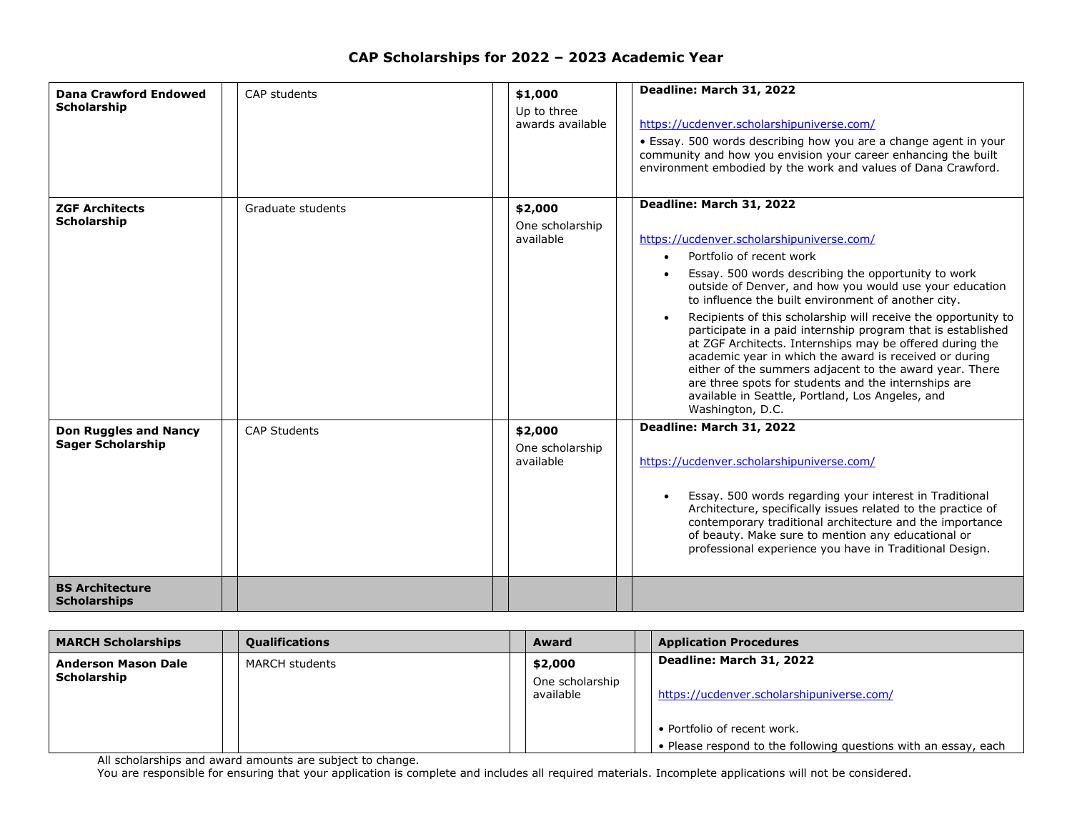# CAP Scholarships for 2022 – 2023 Academic Year

| | | | |
|---|---|---|---|
| **Dana Crawford Endowed Scholarship** | CAP students | **$1,000**<br>Up to three awards available | **Deadline: March 31, 2022**<br><br>https://ucdenver.scholarshipuniverse.com/<br>• Essay. 500 words describing how you are a change agent in your community and how you envision your career enhancing the built environment embodied by the work and values of Dana Crawford. |
| **ZGF Architects Scholarship** | Graduate students | **$2,000**<br>One scholarship available | **Deadline: March 31, 2022**<br><br>https://ucdenver.scholarshipuniverse.com/<br>• Portfolio of recent work<br>• Essay. 500 words describing the opportunity to work outside of Denver, and how you would use your education to influence the built environment of another city.<br>• Recipients of this scholarship will receive the opportunity to participate in a paid internship program that is established at ZGF Architects. Internships may be offered during the academic year in which the award is received or during either of the summers adjacent to the award year. There are three spots for students and the internships are available in Seattle, Portland, Los Angeles, and Washington, D.C. |
| **Don Ruggles and Nancy Sager Scholarship** | CAP Students | **$2,000**<br>One scholarship available | **Deadline: March 31, 2022**<br><br>https://ucdenver.scholarshipuniverse.com/<br><br>• Essay. 500 words regarding your interest in Traditional Architecture, specifically issues related to the practice of contemporary traditional architecture and the importance of beauty. Make sure to mention any educational or professional experience you have in Traditional Design. |
| **BS Architecture Scholarships** | | | |

| MARCH Scholarships | Qualifications | Award | Application Procedures |
|---|---|---|---|
| **Anderson Mason Dale Scholarship** | MARCH students | **$2,000**<br>One scholarship available | **Deadline: March 31, 2022**<br><br>https://ucdenver.scholarshipuniverse.com/<br><br>• Portfolio of recent work.<br>• Please respond to the following questions with an essay, each |

All scholarships and award amounts are subject to change.
You are responsible for ensuring that your application is complete and includes all required materials. Incomplete applications will not be considered.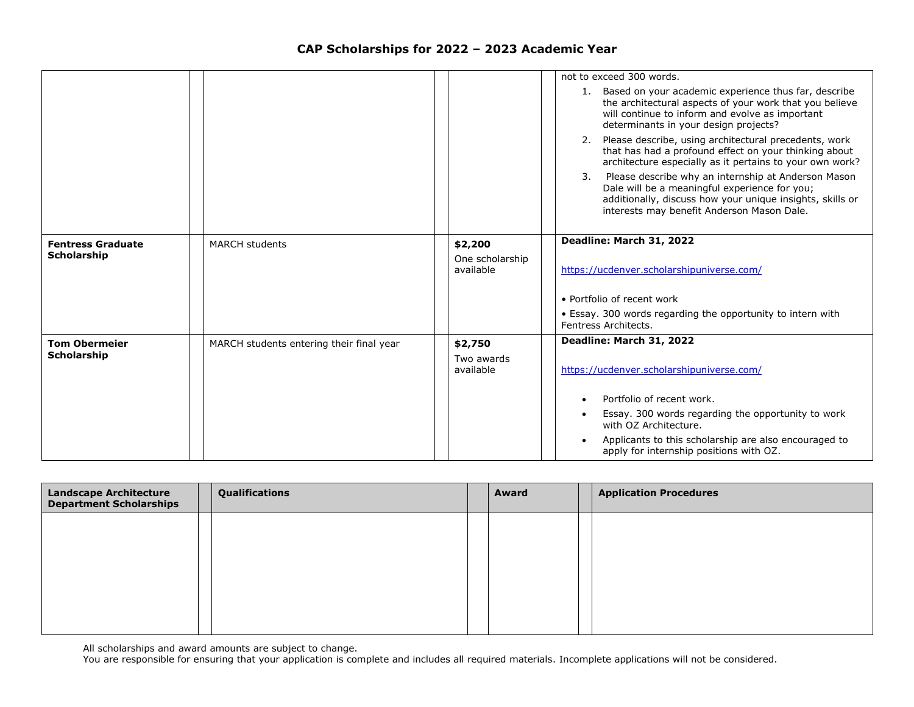# CAP Scholarships for 2022 – 2023 Academic Year

| | Qualifications | Award | Application Procedures |
|---|---|---|---|
| | | | not to exceed 300 words.<br>1. Based on your academic experience thus far, describe the architectural aspects of your work that you believe will continue to inform and evolve as important determinants in your design projects?<br>2. Please describe, using architectural precedents, work that has had a profound effect on your thinking about architecture especially as it pertains to your own work?<br>3. Please describe why an internship at Anderson Mason Dale will be a meaningful experience for you; additionally, discuss how your unique insights, skills or interests may benefit Anderson Mason Dale. |
| **Fentress Graduate Scholarship** | MARCH students | **$2,200**<br>One scholarship available | **Deadline: March 31, 2022**<br>https://ucdenver.scholarshipuniverse.com/<br>• Portfolio of recent work<br>• Essay. 300 words regarding the opportunity to intern with Fentress Architects. |
| **Tom Obermeier Scholarship** | MARCH students entering their final year | **$2,750**<br>Two awards available | **Deadline: March 31, 2022**<br>https://ucdenver.scholarshipuniverse.com/<br>• Portfolio of recent work.<br>• Essay. 300 words regarding the opportunity to work with OZ Architecture.<br>• Applicants to this scholarship are also encouraged to apply for internship positions with OZ. |

| Landscape Architecture Department Scholarships | Qualifications | Award | Application Procedures |
|---|---|---|---|
| | | | |

All scholarships and award amounts are subject to change.
You are responsible for ensuring that your application is complete and includes all required materials. Incomplete applications will not be considered.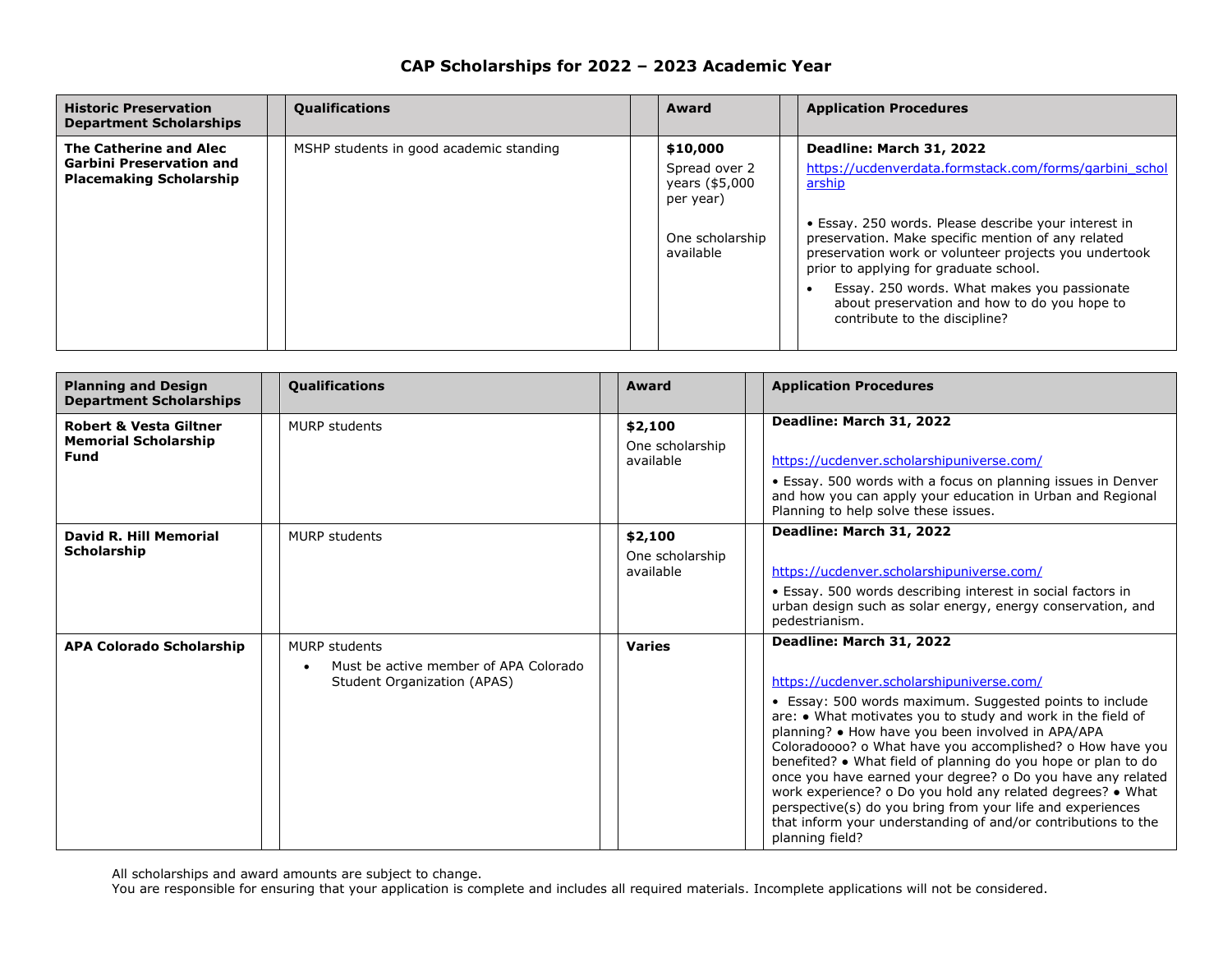# CAP Scholarships for 2022 – 2023 Academic Year

| Historic Preservation Department Scholarships | Qualifications | Award | Application Procedures |
|---|---|---|---|
| **The Catherine and Alec Garbini Preservation and Placemaking Scholarship** | MSHP students in good academic standing | **$10,000**<br>Spread over 2 years ($5,000 per year)<br><br>One scholarship available | **Deadline: March 31, 2022**<br>https://ucdenverdata.formstack.com/forms/garbini_scholarship<br><br>• Essay. 250 words. Please describe your interest in preservation. Make specific mention of any related preservation work or volunteer projects you undertook prior to applying for graduate school.<br>• Essay. 250 words. What makes you passionate about preservation and how to do you hope to contribute to the discipline? |

| Planning and Design Department Scholarships | Qualifications | Award | Application Procedures |
|---|---|---|---|
| **Robert & Vesta Giltner Memorial Scholarship Fund** | MURP students | **$2,100**<br>One scholarship available | **Deadline: March 31, 2022**<br><br>https://ucdenver.scholarshipuniverse.com/<br>• Essay. 500 words with a focus on planning issues in Denver and how you can apply your education in Urban and Regional Planning to help solve these issues. |
| **David R. Hill Memorial Scholarship** | MURP students | **$2,100**<br>One scholarship available | **Deadline: March 31, 2022**<br><br>https://ucdenver.scholarshipuniverse.com/<br>• Essay. 500 words describing interest in social factors in urban design such as solar energy, energy conservation, and pedestrianism. |
| **APA Colorado Scholarship** | MURP students<br>• Must be active member of APA Colorado Student Organization (APAS) | **Varies** | **Deadline: March 31, 2022**<br><br>https://ucdenver.scholarshipuniverse.com/<br>• Essay: 500 words maximum. Suggested points to include are: ● What motivates you to study and work in the field of planning? ● How have you been involved in APA/APA Coloradoooo? o What have you accomplished? o How have you benefited? ● What field of planning do you hope or plan to do once you have earned your degree? o Do you have any related work experience? o Do you hold any related degrees? ● What perspective(s) do you bring from your life and experiences that inform your understanding of and/or contributions to the planning field? |

All scholarships and award amounts are subject to change.
You are responsible for ensuring that your application is complete and includes all required materials. Incomplete applications will not be considered.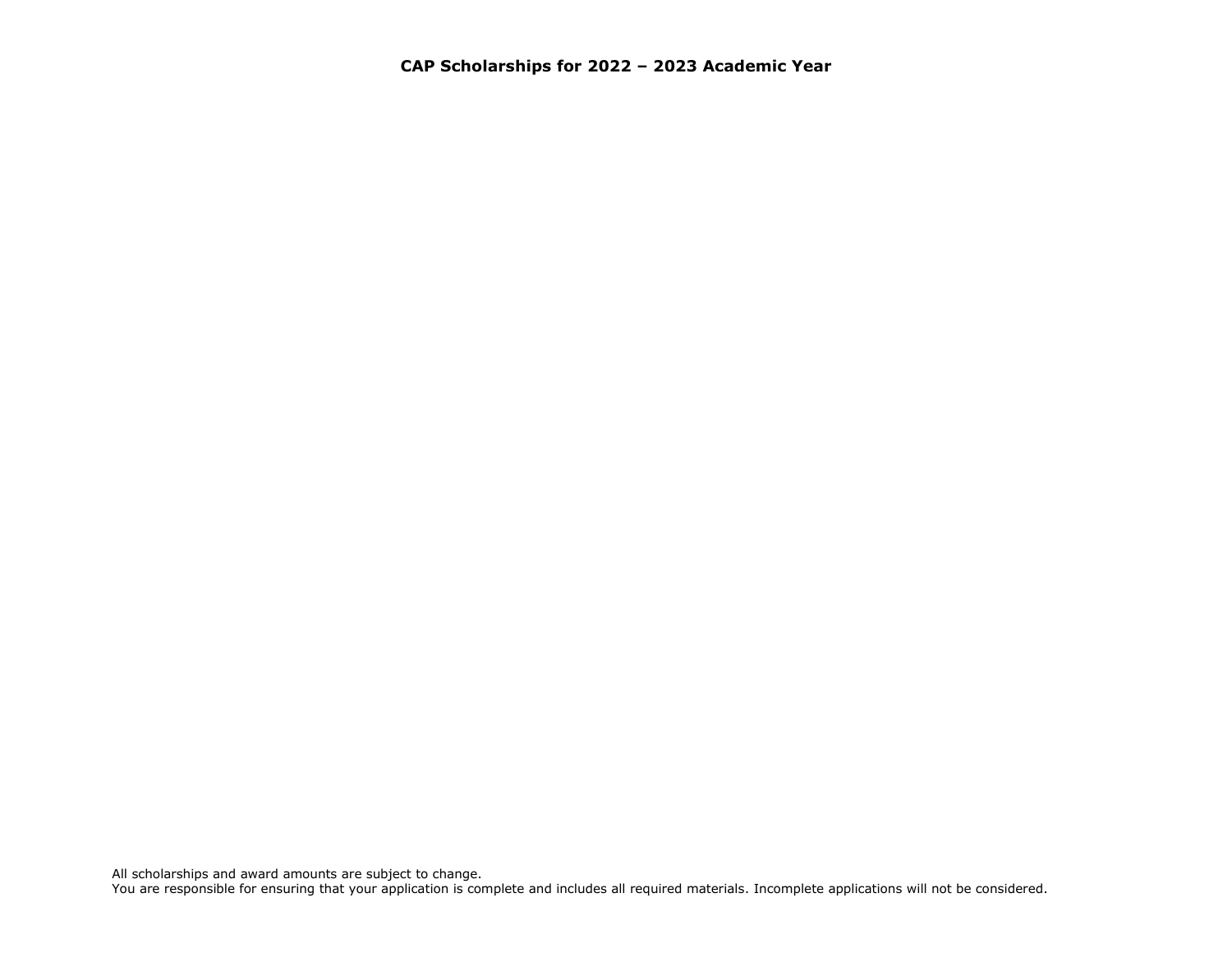**CAP Scholarships for 2022 – 2023 Academic Year**

All scholarships and award amounts are subject to change.
You are responsible for ensuring that your application is complete and includes all required materials. Incomplete applications will not be considered.